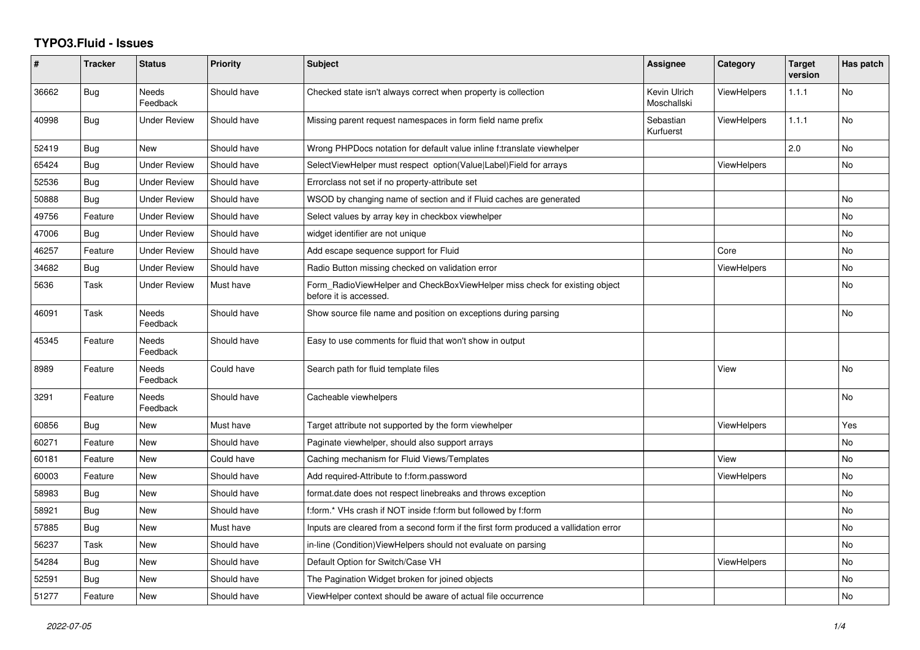# TYPO3.Fluid - Issues

| # | Tracker | Status | Priority | Subject | Assignee | Category | Target version | Has patch |
|---|---|---|---|---|---|---|---|---|
| 36662 | Bug | Needs Feedback | Should have | Checked state isn't always correct when property is collection | Kevin Ulrich Moschallski | ViewHelpers | 1.1.1 | No |
| 40998 | Bug | Under Review | Should have | Missing parent request namespaces in form field name prefix | Sebastian Kurfuerst | ViewHelpers | 1.1.1 | No |
| 52419 | Bug | New | Should have | Wrong PHPDocs notation for default value inline f:translate viewhelper | | | 2.0 | No |
| 65424 | Bug | Under Review | Should have | SelectViewHelper must respect option(Value\|Label)Field for arrays | | ViewHelpers | | No |
| 52536 | Bug | Under Review | Should have | Errorclass not set if no property-attribute set | | | | |
| 50888 | Bug | Under Review | Should have | WSOD by changing name of section and if Fluid caches are generated | | | | No |
| 49756 | Feature | Under Review | Should have | Select values by array key in checkbox viewhelper | | | | No |
| 47006 | Bug | Under Review | Should have | widget identifier are not unique | | | | No |
| 46257 | Feature | Under Review | Should have | Add escape sequence support for Fluid | | Core | | No |
| 34682 | Bug | Under Review | Should have | Radio Button missing checked on validation error | | ViewHelpers | | No |
| 5636 | Task | Under Review | Must have | Form_RadioViewHelper and CheckBoxViewHelper miss check for existing object before it is accessed. | | | | No |
| 46091 | Task | Needs Feedback | Should have | Show source file name and position on exceptions during parsing | | | | No |
| 45345 | Feature | Needs Feedback | Should have | Easy to use comments for fluid that won't show in output | | | | |
| 8989 | Feature | Needs Feedback | Could have | Search path for fluid template files | | View | | No |
| 3291 | Feature | Needs Feedback | Should have | Cacheable viewhelpers | | | | No |
| 60856 | Bug | New | Must have | Target attribute not supported by the form viewhelper | | ViewHelpers | | Yes |
| 60271 | Feature | New | Should have | Paginate viewhelper, should also support arrays | | | | No |
| 60181 | Feature | New | Could have | Caching mechanism for Fluid Views/Templates | | View | | No |
| 60003 | Feature | New | Should have | Add required-Attribute to f:form.password | | ViewHelpers | | No |
| 58983 | Bug | New | Should have | format.date does not respect linebreaks and throws exception | | | | No |
| 58921 | Bug | New | Should have | f:form.* VHs crash if NOT inside f:form but followed by f:form | | | | No |
| 57885 | Bug | New | Must have | Inputs are cleared from a second form if the first form produced a vallidation error | | | | No |
| 56237 | Task | New | Should have | in-line (Condition)ViewHelpers should not evaluate on parsing | | | | No |
| 54284 | Bug | New | Should have | Default Option for Switch/Case VH | | ViewHelpers | | No |
| 52591 | Bug | New | Should have | The Pagination Widget broken for joined objects | | | | No |
| 51277 | Feature | New | Should have | ViewHelper context should be aware of actual file occurrence | | | | No |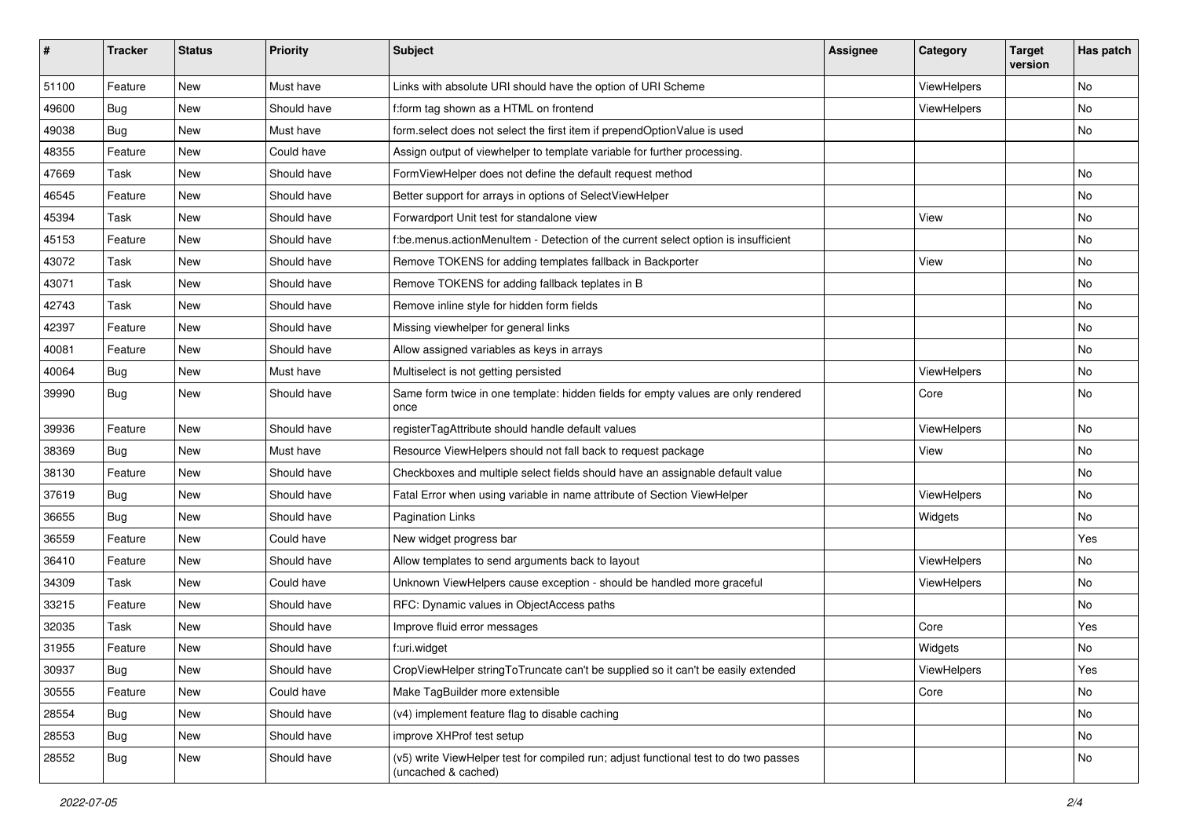| # | Tracker | Status | Priority | Subject | Assignee | Category | Target version | Has patch |
|---|---|---|---|---|---|---|---|---|
| 51100 | Feature | New | Must have | Links with absolute URI should have the option of URI Scheme | | ViewHelpers | | No |
| 49600 | Bug | New | Should have | f:form tag shown as a HTML on frontend | | ViewHelpers | | No |
| 49038 | Bug | New | Must have | form.select does not select the first item if prependOptionValue is used | | | | No |
| 48355 | Feature | New | Could have | Assign output of viewhelper to template variable for further processing. | | | | |
| 47669 | Task | New | Should have | FormViewHelper does not define the default request method | | | | No |
| 46545 | Feature | New | Should have | Better support for arrays in options of SelectViewHelper | | | | No |
| 45394 | Task | New | Should have | Forwardport Unit test for standalone view | | View | | No |
| 45153 | Feature | New | Should have | f:be.menus.actionMenuItem - Detection of the current select option is insufficient | | | | No |
| 43072 | Task | New | Should have | Remove TOKENS for adding templates fallback in Backporter | | View | | No |
| 43071 | Task | New | Should have | Remove TOKENS for adding fallback teplates in B | | | | No |
| 42743 | Task | New | Should have | Remove inline style for hidden form fields | | | | No |
| 42397 | Feature | New | Should have | Missing viewhelper for general links | | | | No |
| 40081 | Feature | New | Should have | Allow assigned variables as keys in arrays | | | | No |
| 40064 | Bug | New | Must have | Multiselect is not getting persisted | | ViewHelpers | | No |
| 39990 | Bug | New | Should have | Same form twice in one template: hidden fields for empty values are only rendered once | | Core | | No |
| 39936 | Feature | New | Should have | registerTagAttribute should handle default values | | ViewHelpers | | No |
| 38369 | Bug | New | Must have | Resource ViewHelpers should not fall back to request package | | View | | No |
| 38130 | Feature | New | Should have | Checkboxes and multiple select fields should have an assignable default value | | | | No |
| 37619 | Bug | New | Should have | Fatal Error when using variable in name attribute of Section ViewHelper | | ViewHelpers | | No |
| 36655 | Bug | New | Should have | Pagination Links | | Widgets | | No |
| 36559 | Feature | New | Could have | New widget progress bar | | | | Yes |
| 36410 | Feature | New | Should have | Allow templates to send arguments back to layout | | ViewHelpers | | No |
| 34309 | Task | New | Could have | Unknown ViewHelpers cause exception - should be handled more graceful | | ViewHelpers | | No |
| 33215 | Feature | New | Should have | RFC: Dynamic values in ObjectAccess paths | | | | No |
| 32035 | Task | New | Should have | Improve fluid error messages | | Core | | Yes |
| 31955 | Feature | New | Should have | f:uri.widget | | Widgets | | No |
| 30937 | Bug | New | Should have | CropViewHelper stringToTruncate can't be supplied so it can't be easily extended | | ViewHelpers | | Yes |
| 30555 | Feature | New | Could have | Make TagBuilder more extensible | | Core | | No |
| 28554 | Bug | New | Should have | (v4) implement feature flag to disable caching | | | | No |
| 28553 | Bug | New | Should have | improve XHProf test setup | | | | No |
| 28552 | Bug | New | Should have | (v5) write ViewHelper test for compiled run; adjust functional test to do two passes (uncached & cached) | | | | No |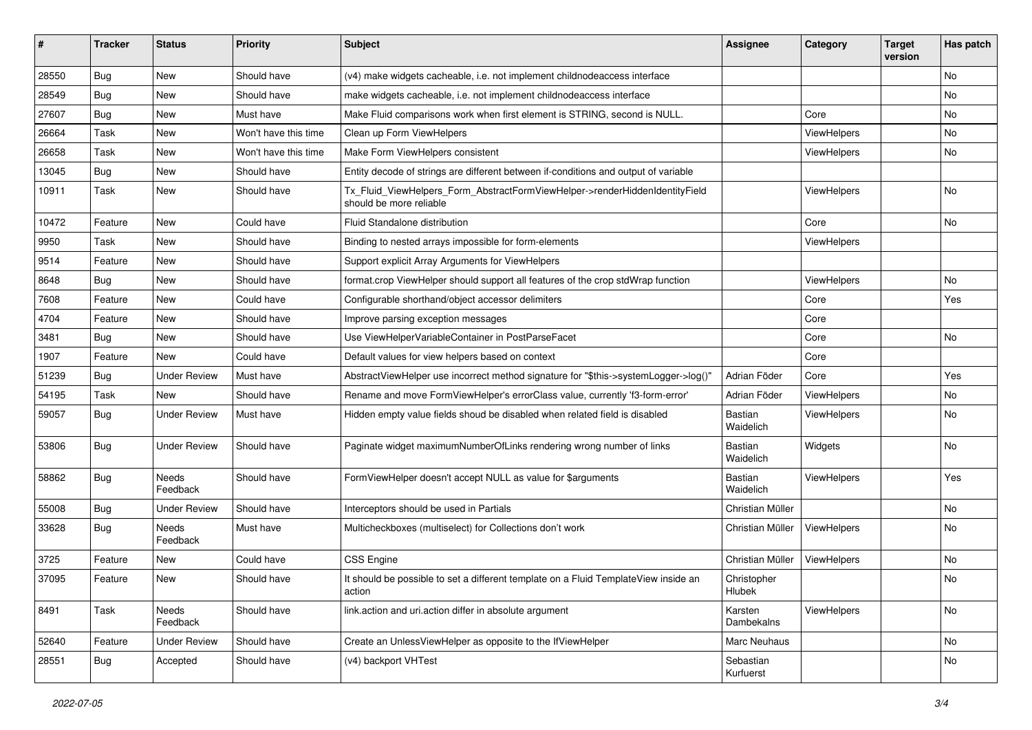| # | Tracker | Status | Priority | Subject | Assignee | Category | Target version | Has patch |
|---|---|---|---|---|---|---|---|---|
| 28550 | Bug | New | Should have | (v4) make widgets cacheable, i.e. not implement childnodeaccess interface | | | | No |
| 28549 | Bug | New | Should have | make widgets cacheable, i.e. not implement childnodeaccess interface | | | | No |
| 27607 | Bug | New | Must have | Make Fluid comparisons work when first element is STRING, second is NULL. | | Core | | No |
| 26664 | Task | New | Won't have this time | Clean up Form ViewHelpers | | ViewHelpers | | No |
| 26658 | Task | New | Won't have this time | Make Form ViewHelpers consistent | | ViewHelpers | | No |
| 13045 | Bug | New | Should have | Entity decode of strings are different between if-conditions and output of variable | | | | |
| 10911 | Task | New | Should have | Tx_Fluid_ViewHelpers_Form_AbstractFormViewHelper->renderHiddenIdentityField should be more reliable | | ViewHelpers | | No |
| 10472 | Feature | New | Could have | Fluid Standalone distribution | | Core | | No |
| 9950 | Task | New | Should have | Binding to nested arrays impossible for form-elements | | ViewHelpers | | |
| 9514 | Feature | New | Should have | Support explicit Array Arguments for ViewHelpers | | | | |
| 8648 | Bug | New | Should have | format.crop ViewHelper should support all features of the crop stdWrap function | | ViewHelpers | | No |
| 7608 | Feature | New | Could have | Configurable shorthand/object accessor delimiters | | Core | | Yes |
| 4704 | Feature | New | Should have | Improve parsing exception messages | | Core | | |
| 3481 | Bug | New | Should have | Use ViewHelperVariableContainer in PostParseFacet | | Core | | No |
| 1907 | Feature | New | Could have | Default values for view helpers based on context | | Core | | |
| 51239 | Bug | Under Review | Must have | AbstractViewHelper use incorrect method signature for "$this->systemLogger->log()" | Adrian Föder | Core | | Yes |
| 54195 | Task | New | Should have | Rename and move FormViewHelper's errorClass value, currently 'f3-form-error' | Adrian Föder | ViewHelpers | | No |
| 59057 | Bug | Under Review | Must have | Hidden empty value fields shoud be disabled when related field is disabled | Bastian Waidelich | ViewHelpers | | No |
| 53806 | Bug | Under Review | Should have | Paginate widget maximumNumberOfLinks rendering wrong number of links | Bastian Waidelich | Widgets | | No |
| 58862 | Bug | Needs Feedback | Should have | FormViewHelper doesn't accept NULL as value for $arguments | Bastian Waidelich | ViewHelpers | | Yes |
| 55008 | Bug | Under Review | Should have | Interceptors should be used in Partials | Christian Müller | | | No |
| 33628 | Bug | Needs Feedback | Must have | Multicheckboxes (multiselect) for Collections don't work | Christian Müller | ViewHelpers | | No |
| 3725 | Feature | New | Could have | CSS Engine | Christian Müller | ViewHelpers | | No |
| 37095 | Feature | New | Should have | It should be possible to set a different template on a Fluid TemplateView inside an action | Christopher Hlubek | | | No |
| 8491 | Task | Needs Feedback | Should have | link.action and uri.action differ in absolute argument | Karsten Dambekalns | ViewHelpers | | No |
| 52640 | Feature | Under Review | Should have | Create an UnlessViewHelper as opposite to the IfViewHelper | Marc Neuhaus | | | No |
| 28551 | Bug | Accepted | Should have | (v4) backport VHTest | Sebastian Kurfuerst | | | No |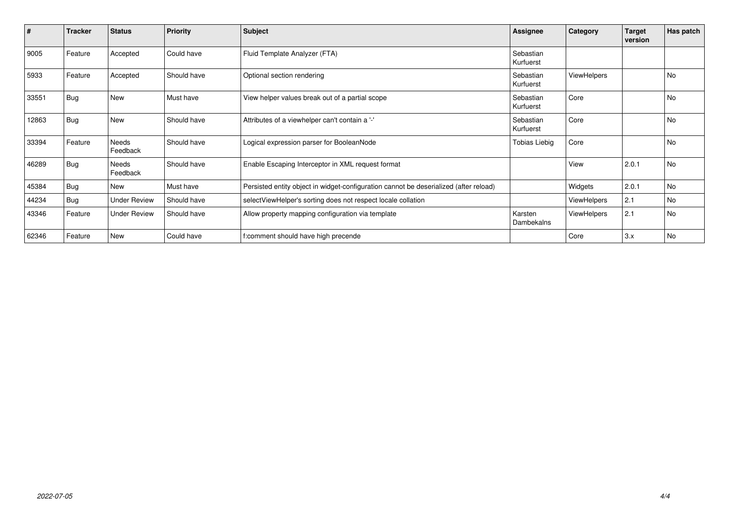| # | Tracker | Status | Priority | Subject | Assignee | Category | Target version | Has patch |
|---|---|---|---|---|---|---|---|---|
| 9005 | Feature | Accepted | Could have | Fluid Template Analyzer (FTA) | Sebastian Kurfuerst | | | |
| 5933 | Feature | Accepted | Should have | Optional section rendering | Sebastian Kurfuerst | ViewHelpers | | No |
| 33551 | Bug | New | Must have | View helper values break out of a partial scope | Sebastian Kurfuerst | Core | | No |
| 12863 | Bug | New | Should have | Attributes of a viewhelper can't contain a '-' | Sebastian Kurfuerst | Core | | No |
| 33394 | Feature | Needs Feedback | Should have | Logical expression parser for BooleanNode | Tobias Liebig | Core | | No |
| 46289 | Bug | Needs Feedback | Should have | Enable Escaping Interceptor in XML request format | | View | 2.0.1 | No |
| 45384 | Bug | New | Must have | Persisted entity object in widget-configuration cannot be deserialized (after reload) | | Widgets | 2.0.1 | No |
| 44234 | Bug | Under Review | Should have | selectViewHelper's sorting does not respect locale collation | | ViewHelpers | 2.1 | No |
| 43346 | Feature | Under Review | Should have | Allow property mapping configuration via template | Karsten Dambekalns | ViewHelpers | 2.1 | No |
| 62346 | Feature | New | Could have | f:comment should have high precende | | Core | 3.x | No |

*2022-07-05*